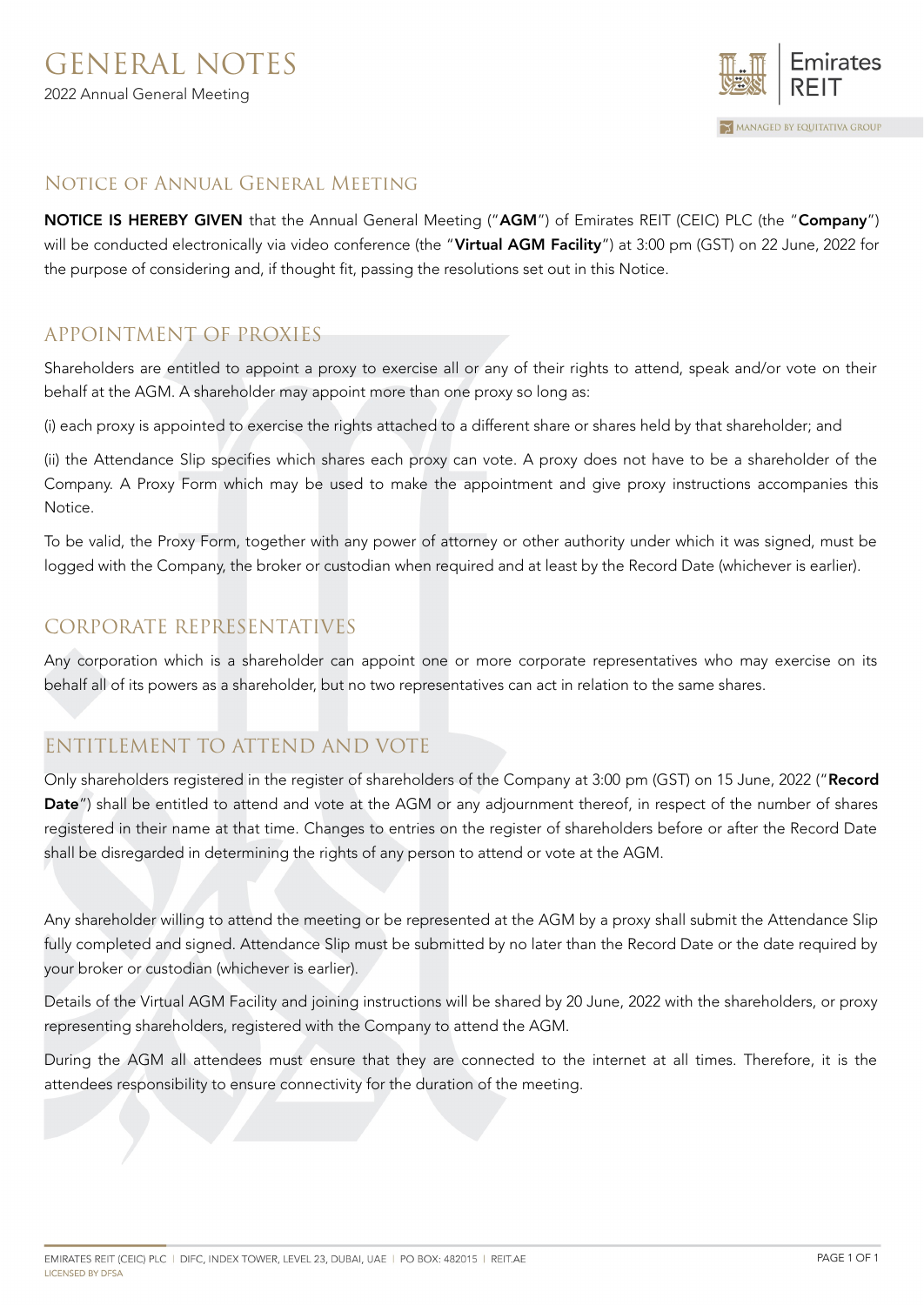# GENERAL NOTES

2022 Annual General Meeting

Emirates REIT

MANAGED BY EQUITATIVA GROUP

## Notice of Annual General Meeting

**NOTICE IS HEREBY GIVEN** that the Annual General Meeting ("**AGM**") of Emirates REIT (CEIC) PLC (the "**Company**") will be conducted electronically via video conference (the "**Virtual AGM Facility**") at 3:00 pm (GST) on 22 June, 2022 for the purpose of considering and, if thought fit, passing the resolutions set out in this Notice.

## APPOINTMENT OF PROXIES

Shareholders are entitled to appoint a proxy to exercise all or any of their rights to attend, speak and/or vote on their behalf at the AGM. A shareholder may appoint more than one proxy so long as:

(i) each proxy is appointed to exercise the rights attached to a different share or shares held by that shareholder; and

(ii) the Attendance Slip specifies which shares each proxy can vote. A proxy does not have to be a shareholder of the Company. A Proxy Form which may be used to make the appointment and give proxy instructions accompanies this Notice.

To be valid, the Proxy Form, together with any power of attorney or other authority under which it was signed, must be logged with the Company, the broker or custodian when required and at least by the Record Date (whichever is earlier).

## CORPORATE REPRESENTATIVES

Any corporation which is a shareholder can appoint one or more corporate representatives who may exercise on its behalf all of its powers as a shareholder, but no two representatives can act in relation to the same shares.

## ENTITLEMENT TO ATTEND AND VOTE

Only shareholders registered in the register of shareholders of the Company at 3:00 pm (GST) on 15 June, 2022 ("**Record Date**") shall be entitled to attend and vote at the AGM or any adjournment thereof, in respect of the number of shares registered in their name at that time. Changes to entries on the register of shareholders before or after the Record Date shall be disregarded in determining the rights of any person to attend or vote at the AGM.

Any shareholder willing to attend the meeting or be represented at the AGM by a proxy shall submit the Attendance Slip fully completed and signed. Attendance Slip must be submitted by no later than the Record Date or the date required by your broker or custodian (whichever is earlier).

Details of the Virtual AGM Facility and joining instructions will be shared by 20 June, 2022 with the shareholders, or proxy representing shareholders, registered with the Company to attend the AGM.

During the AGM all attendees must ensure that they are connected to the internet at all times. Therefore, it is the attendees responsibility to ensure connectivity for the duration of the meeting.

EMIRATES REIT (CEIC) PLC | DIFC, INDEX TOWER, LEVEL 23, DUBAI, UAE | PO BOX: 482015 | REIT.AE
LICENSED BY DFSA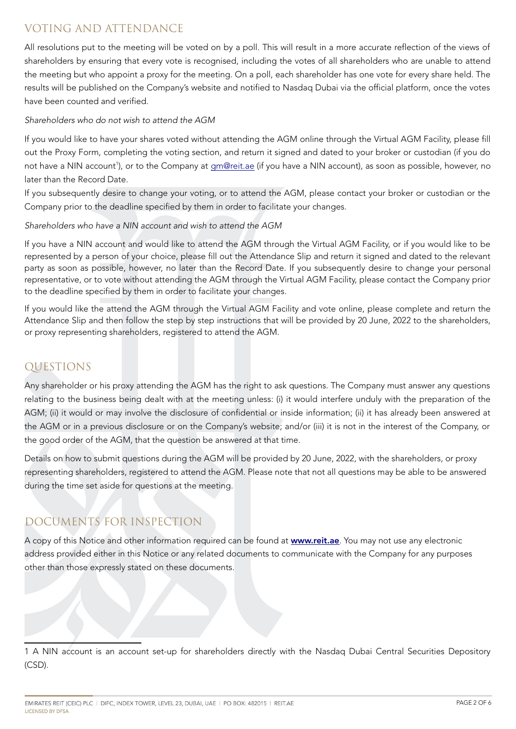## VOTING AND ATTENDANCE

All resolutions put to the meeting will be voted on by a poll. This will result in a more accurate reflection of the views of shareholders by ensuring that every vote is recognised, including the votes of all shareholders who are unable to attend the meeting but who appoint a proxy for the meeting. On a poll, each shareholder has one vote for every share held. The results will be published on the Company's website and notified to Nasdaq Dubai via the official platform, once the votes have been counted and verified.

*Shareholders who do not wish to attend the AGM*

If you would like to have your shares voted without attending the AGM online through the Virtual AGM Facility, please fill out the Proxy Form, completing the voting section, and return it signed and dated to your broker or custodian (if you do not have a NIN account[1]), or to the Company at gm@reit.ae (if you have a NIN account), as soon as possible, however, no later than the Record Date.

If you subsequently desire to change your voting, or to attend the AGM, please contact your broker or custodian or the Company prior to the deadline specified by them in order to facilitate your changes.

*Shareholders who have a NIN account and wish to attend the AGM*

If you have a NIN account and would like to attend the AGM through the Virtual AGM Facility, or if you would like to be represented by a person of your choice, please fill out the Attendance Slip and return it signed and dated to the relevant party as soon as possible, however, no later than the Record Date. If you subsequently desire to change your personal representative, or to vote without attending the AGM through the Virtual AGM Facility, please contact the Company prior to the deadline specified by them in order to facilitate your changes.

If you would like the attend the AGM through the Virtual AGM Facility and vote online, please complete and return the Attendance Slip and then follow the step by step instructions that will be provided by 20 June, 2022 to the shareholders, or proxy representing shareholders, registered to attend the AGM.

## QUESTIONS

Any shareholder or his proxy attending the AGM has the right to ask questions. The Company must answer any questions relating to the business being dealt with at the meeting unless: (i) it would interfere unduly with the preparation of the AGM; (ii) it would or may involve the disclosure of confidential or inside information; (ii) it has already been answered at the AGM or in a previous disclosure or on the Company's website; and/or (iii) it is not in the interest of the Company, or the good order of the AGM, that the question be answered at that time.

Details on how to submit questions during the AGM will be provided by 20 June, 2022, with the shareholders, or proxy representing shareholders, registered to attend the AGM. Please note that not all questions may be able to be answered during the time set aside for questions at the meeting.

## DOCUMENTS FOR INSPECTION

A copy of this Notice and other information required can be found at **www.reit.ae**. You may not use any electronic address provided either in this Notice or any related documents to communicate with the Company for any purposes other than those expressly stated on these documents.

---

1 A NIN account is an account set-up for shareholders directly with the Nasdaq Dubai Central Securities Depository (CSD).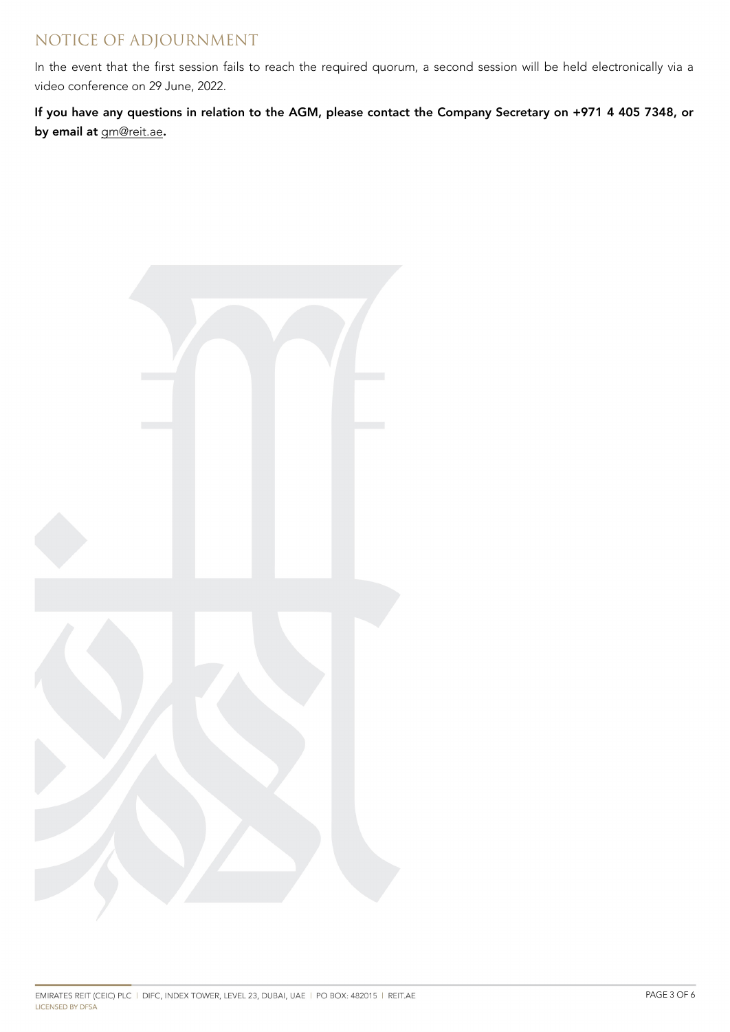## NOTICE OF ADJOURNMENT

In the event that the first session fails to reach the required quorum, a second session will be held electronically via a video conference on 29 June, 2022.

**If you have any questions in relation to the AGM, please contact the Company Secretary on +971 4 405 7348, or by email at gm@reit.ae.**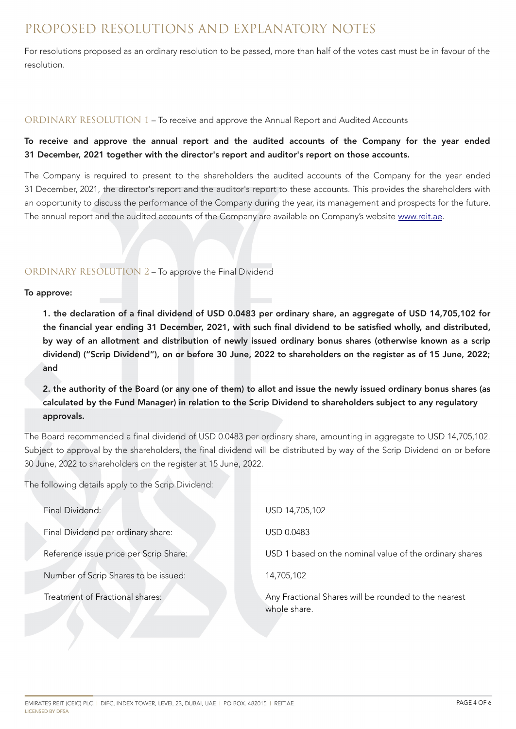# PROPOSED RESOLUTIONS AND EXPLANATORY NOTES

For resolutions proposed as an ordinary resolution to be passed, more than half of the votes cast must be in favour of the resolution.

## ORDINARY RESOLUTION 1 – To receive and approve the Annual Report and Audited Accounts

**To receive and approve the annual report and the audited accounts of the Company for the year ended 31 December, 2021 together with the director's report and auditor's report on those accounts.**

The Company is required to present to the shareholders the audited accounts of the Company for the year ended 31 December, 2021, the director's report and the auditor's report to these accounts. This provides the shareholders with an opportunity to discuss the performance of the Company during the year, its management and prospects for the future. The annual report and the audited accounts of the Company are available on Company's website www.reit.ae.

## ORDINARY RESOLUTION 2 – To approve the Final Dividend

**To approve:**

1. **the declaration of a final dividend of USD 0.0483 per ordinary share, an aggregate of USD 14,705,102 for the financial year ending 31 December, 2021, with such final dividend to be satisfied wholly, and distributed, by way of an allotment and distribution of newly issued ordinary bonus shares (otherwise known as a scrip dividend) ("Scrip Dividend"), on or before 30 June, 2022 to shareholders on the register as of 15 June, 2022; and**

2. **the authority of the Board (or any one of them) to allot and issue the newly issued ordinary bonus shares (as calculated by the Fund Manager) in relation to the Scrip Dividend to shareholders subject to any regulatory approvals.**

The Board recommended a final dividend of USD 0.0483 per ordinary share, amounting in aggregate to USD 14,705,102. Subject to approval by the shareholders, the final dividend will be distributed by way of the Scrip Dividend on or before 30 June, 2022 to shareholders on the register at 15 June, 2022.

The following details apply to the Scrip Dividend:

| | |
|---|---|
| Final Dividend: | USD 14,705,102 |
| Final Dividend per ordinary share: | USD 0.0483 |
| Reference issue price per Scrip Share: | USD 1 based on the nominal value of the ordinary shares |
| Number of Scrip Shares to be issued: | 14,705,102 |
| Treatment of Fractional shares: | Any Fractional Shares will be rounded to the nearest whole share. |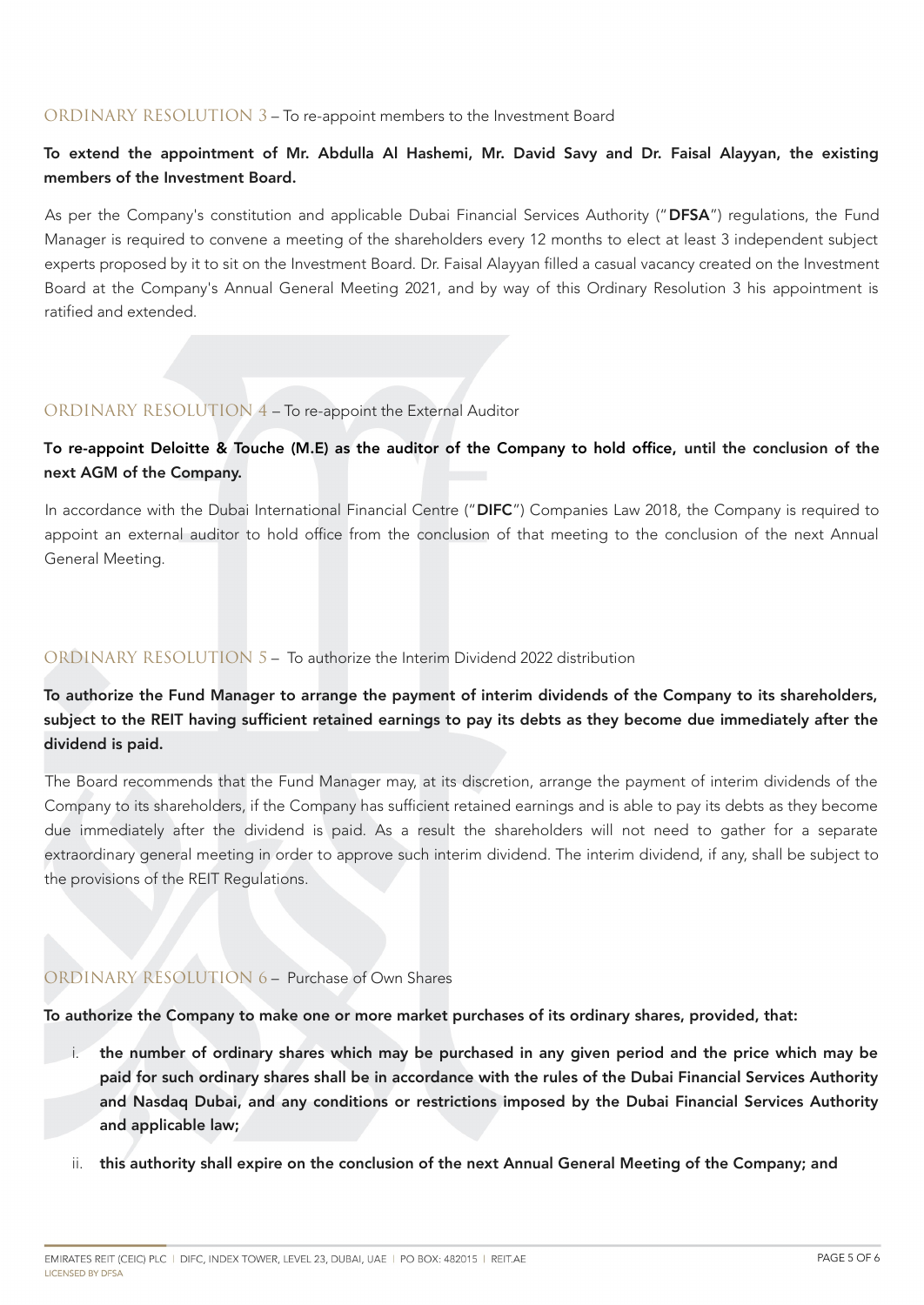## ORDINARY RESOLUTION 3 – To re-appoint members to the Investment Board

**To extend the appointment of Mr. Abdulla Al Hashemi, Mr. David Savy and Dr. Faisal Alayyan, the existing members of the Investment Board.**

As per the Company's constitution and applicable Dubai Financial Services Authority ("**DFSA**") regulations, the Fund Manager is required to convene a meeting of the shareholders every 12 months to elect at least 3 independent subject experts proposed by it to sit on the Investment Board. Dr. Faisal Alayyan filled a casual vacancy created on the Investment Board at the Company's Annual General Meeting 2021, and by way of this Ordinary Resolution 3 his appointment is ratified and extended.

## ORDINARY RESOLUTION 4 – To re-appoint the External Auditor

**To re-appoint Deloitte & Touche (M.E) as the auditor of the Company to hold office, until the conclusion of the next AGM of the Company.**

In accordance with the Dubai International Financial Centre ("**DIFC**") Companies Law 2018, the Company is required to appoint an external auditor to hold office from the conclusion of that meeting to the conclusion of the next Annual General Meeting.

## ORDINARY RESOLUTION 5 – To authorize the Interim Dividend 2022 distribution

**To authorize the Fund Manager to arrange the payment of interim dividends of the Company to its shareholders, subject to the REIT having sufficient retained earnings to pay its debts as they become due immediately after the dividend is paid.**

The Board recommends that the Fund Manager may, at its discretion, arrange the payment of interim dividends of the Company to its shareholders, if the Company has sufficient retained earnings and is able to pay its debts as they become due immediately after the dividend is paid. As a result the shareholders will not need to gather for a separate extraordinary general meeting in order to approve such interim dividend. The interim dividend, if any, shall be subject to the provisions of the REIT Regulations.

## ORDINARY RESOLUTION 6 – Purchase of Own Shares

**To authorize the Company to make one or more market purchases of its ordinary shares, provided, that:**

i. **the number of ordinary shares which may be purchased in any given period and the price which may be paid for such ordinary shares shall be in accordance with the rules of the Dubai Financial Services Authority and Nasdaq Dubai, and any conditions or restrictions imposed by the Dubai Financial Services Authority and applicable law;**

ii. **this authority shall expire on the conclusion of the next Annual General Meeting of the Company; and**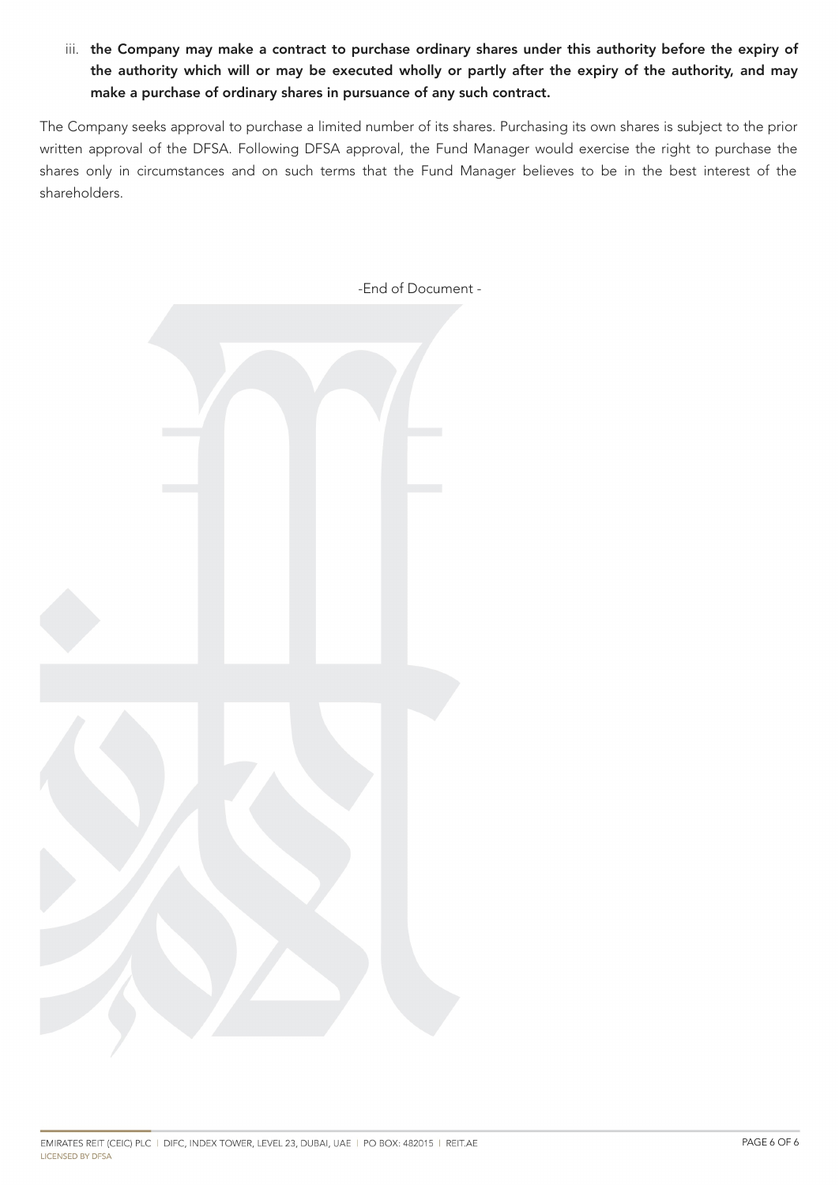iii. **the Company may make a contract to purchase ordinary shares under this authority before the expiry of the authority which will or may be executed wholly or partly after the expiry of the authority, and may make a purchase of ordinary shares in pursuance of any such contract.**

The Company seeks approval to purchase a limited number of its shares. Purchasing its own shares is subject to the prior written approval of the DFSA. Following DFSA approval, the Fund Manager would exercise the right to purchase the shares only in circumstances and on such terms that the Fund Manager believes to be in the best interest of the shareholders.

-End of Document -